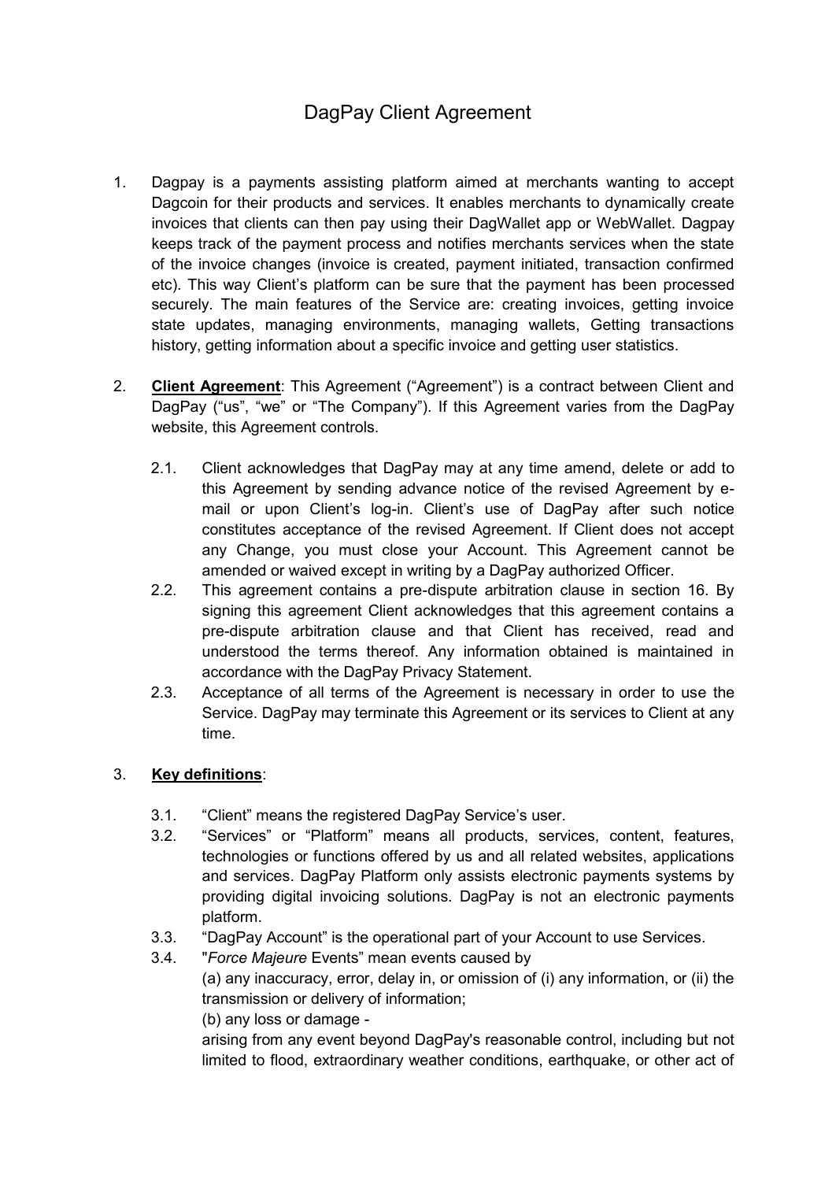# DagPay Client Agreement

1. Dagpay is a payments assisting platform aimed at merchants wanting to accept Dagcoin for their products and services. It enables merchants to dynamically create invoices that clients can then pay using their DagWallet app or WebWallet. Dagpay keeps track of the payment process and notifies merchants services when the state of the invoice changes (invoice is created, payment initiated, transaction confirmed etc). This way Client's platform can be sure that the payment has been processed securely. The main features of the Service are: creating invoices, getting invoice state updates, managing environments, managing wallets, Getting transactions history, getting information about a specific invoice and getting user statistics.

2. **Client Agreement**: This Agreement ("Agreement") is a contract between Client and DagPay ("us", "we" or "The Company"). If this Agreement varies from the DagPay website, this Agreement controls.

   2.1. Client acknowledges that DagPay may at any time amend, delete or add to this Agreement by sending advance notice of the revised Agreement by e-mail or upon Client's log-in. Client's use of DagPay after such notice constitutes acceptance of the revised Agreement. If Client does not accept any Change, you must close your Account. This Agreement cannot be amended or waived except in writing by a DagPay authorized Officer.

   2.2. This agreement contains a pre-dispute arbitration clause in section 16. By signing this agreement Client acknowledges that this agreement contains a pre-dispute arbitration clause and that Client has received, read and understood the terms thereof. Any information obtained is maintained in accordance with the DagPay Privacy Statement.

   2.3. Acceptance of all terms of the Agreement is necessary in order to use the Service. DagPay may terminate this Agreement or its services to Client at any time.

3. **Key definitions**:

   3.1. "Client" means the registered DagPay Service's user.

   3.2. "Services" or "Platform" means all products, services, content, features, technologies or functions offered by us and all related websites, applications and services. DagPay Platform only assists electronic payments systems by providing digital invoicing solutions. DagPay is not an electronic payments platform.

   3.3. "DagPay Account" is the operational part of your Account to use Services.

   3.4. "*Force Majeure* Events" mean events caused by

   (a) any inaccuracy, error, delay in, or omission of (i) any information, or (ii) the transmission or delivery of information;

   (b) any loss or damage -

   arising from any event beyond DagPay's reasonable control, including but not limited to flood, extraordinary weather conditions, earthquake, or other act of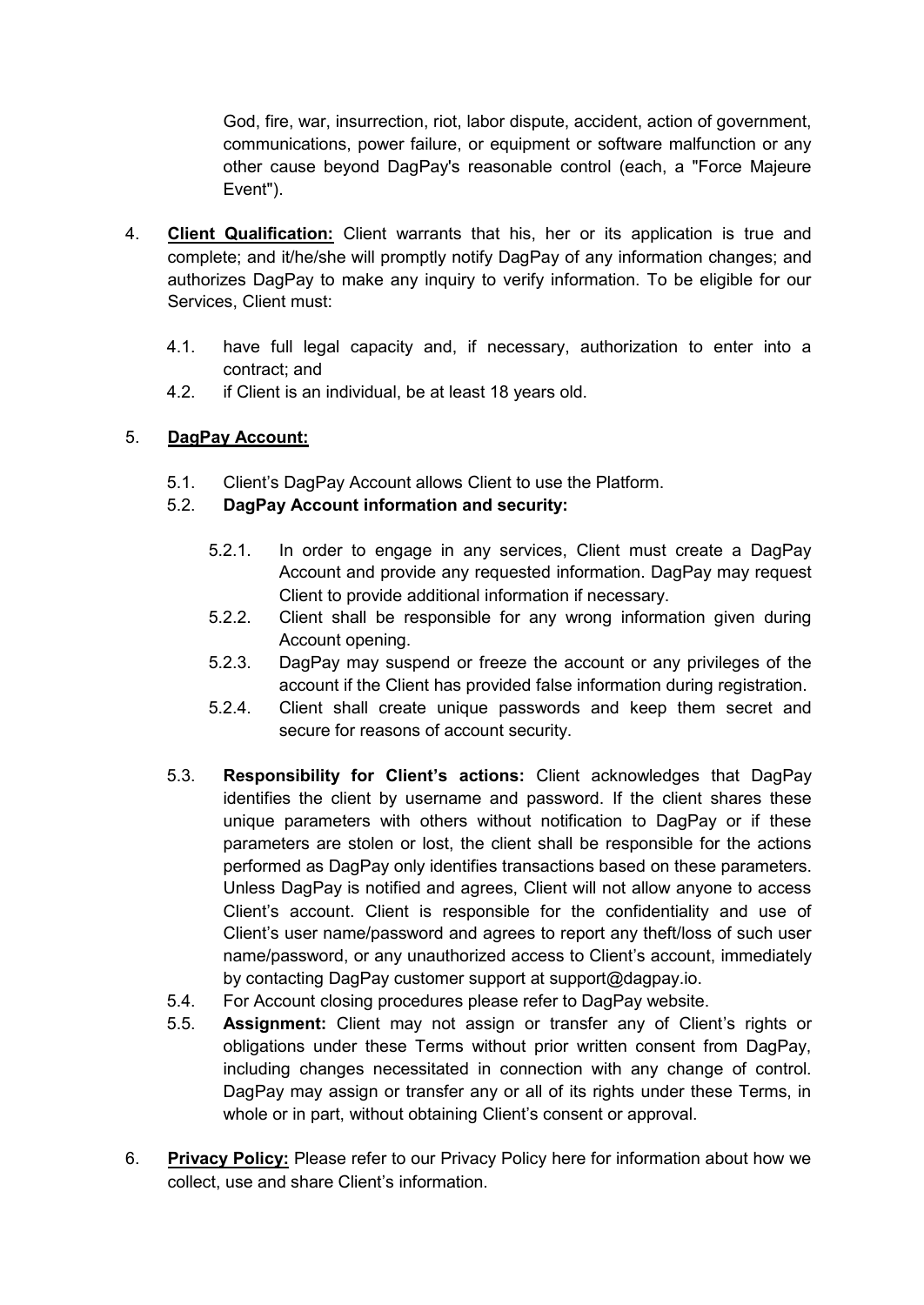God, fire, war, insurrection, riot, labor dispute, accident, action of government, communications, power failure, or equipment or software malfunction or any other cause beyond DagPay's reasonable control (each, a "Force Majeure Event").

4. **Client Qualification:** Client warrants that his, her or its application is true and complete; and it/he/she will promptly notify DagPay of any information changes; and authorizes DagPay to make any inquiry to verify information. To be eligible for our Services, Client must:

   4.1. have full legal capacity and, if necessary, authorization to enter into a contract; and

   4.2. if Client is an individual, be at least 18 years old.

5. **DagPay Account:**

   5.1. Client's DagPay Account allows Client to use the Platform.

   5.2. **DagPay Account information and security:**

      5.2.1. In order to engage in any services, Client must create a DagPay Account and provide any requested information. DagPay may request Client to provide additional information if necessary.

      5.2.2. Client shall be responsible for any wrong information given during Account opening.

      5.2.3. DagPay may suspend or freeze the account or any privileges of the account if the Client has provided false information during registration.

      5.2.4. Client shall create unique passwords and keep them secret and secure for reasons of account security.

   5.3. **Responsibility for Client's actions:** Client acknowledges that DagPay identifies the client by username and password. If the client shares these unique parameters with others without notification to DagPay or if these parameters are stolen or lost, the client shall be responsible for the actions performed as DagPay only identifies transactions based on these parameters. Unless DagPay is notified and agrees, Client will not allow anyone to access Client's account. Client is responsible for the confidentiality and use of Client's user name/password and agrees to report any theft/loss of such user name/password, or any unauthorized access to Client's account, immediately by contacting DagPay customer support at support@dagpay.io.

   5.4. For Account closing procedures please refer to DagPay website.

   5.5. **Assignment:** Client may not assign or transfer any of Client's rights or obligations under these Terms without prior written consent from DagPay, including changes necessitated in connection with any change of control. DagPay may assign or transfer any or all of its rights under these Terms, in whole or in part, without obtaining Client's consent or approval.

6. **Privacy Policy:** Please refer to our Privacy Policy here for information about how we collect, use and share Client's information.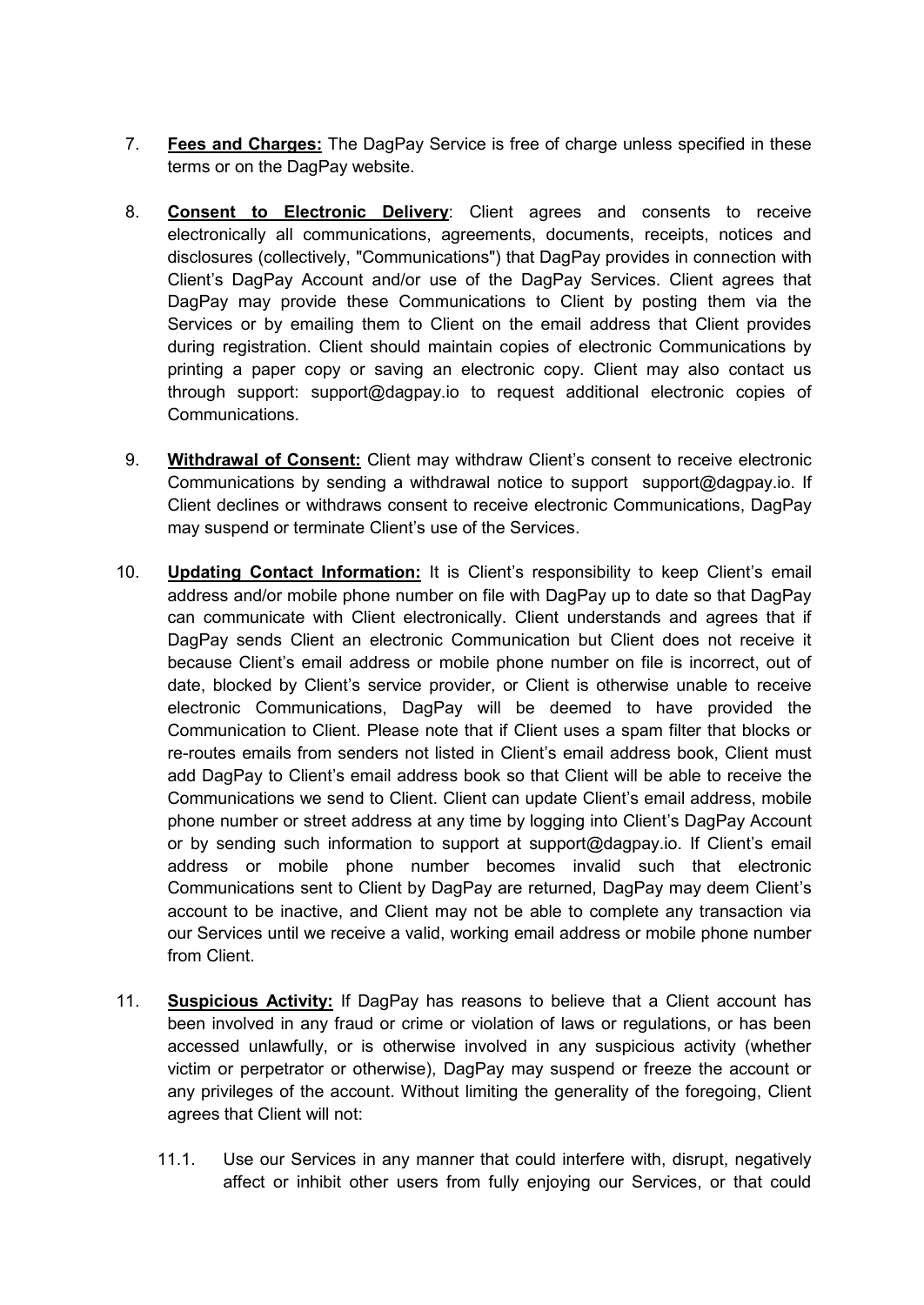7. **Fees and Charges:** The DagPay Service is free of charge unless specified in these terms or on the DagPay website.

8. **Consent to Electronic Delivery**: Client agrees and consents to receive electronically all communications, agreements, documents, receipts, notices and disclosures (collectively, "Communications") that DagPay provides in connection with Client's DagPay Account and/or use of the DagPay Services. Client agrees that DagPay may provide these Communications to Client by posting them via the Services or by emailing them to Client on the email address that Client provides during registration. Client should maintain copies of electronic Communications by printing a paper copy or saving an electronic copy. Client may also contact us through support: support@dagpay.io to request additional electronic copies of Communications.

9. **Withdrawal of Consent:** Client may withdraw Client's consent to receive electronic Communications by sending a withdrawal notice to support support@dagpay.io. If Client declines or withdraws consent to receive electronic Communications, DagPay may suspend or terminate Client's use of the Services.

10. **Updating Contact Information:** It is Client's responsibility to keep Client's email address and/or mobile phone number on file with DagPay up to date so that DagPay can communicate with Client electronically. Client understands and agrees that if DagPay sends Client an electronic Communication but Client does not receive it because Client's email address or mobile phone number on file is incorrect, out of date, blocked by Client's service provider, or Client is otherwise unable to receive electronic Communications, DagPay will be deemed to have provided the Communication to Client. Please note that if Client uses a spam filter that blocks or re-routes emails from senders not listed in Client's email address book, Client must add DagPay to Client's email address book so that Client will be able to receive the Communications we send to Client. Client can update Client's email address, mobile phone number or street address at any time by logging into Client's DagPay Account or by sending such information to support at support@dagpay.io. If Client's email address or mobile phone number becomes invalid such that electronic Communications sent to Client by DagPay are returned, DagPay may deem Client's account to be inactive, and Client may not be able to complete any transaction via our Services until we receive a valid, working email address or mobile phone number from Client.

11. **Suspicious Activity:** If DagPay has reasons to believe that a Client account has been involved in any fraud or crime or violation of laws or regulations, or has been accessed unlawfully, or is otherwise involved in any suspicious activity (whether victim or perpetrator or otherwise), DagPay may suspend or freeze the account or any privileges of the account. Without limiting the generality of the foregoing, Client agrees that Client will not:

    11.1. Use our Services in any manner that could interfere with, disrupt, negatively affect or inhibit other users from fully enjoying our Services, or that could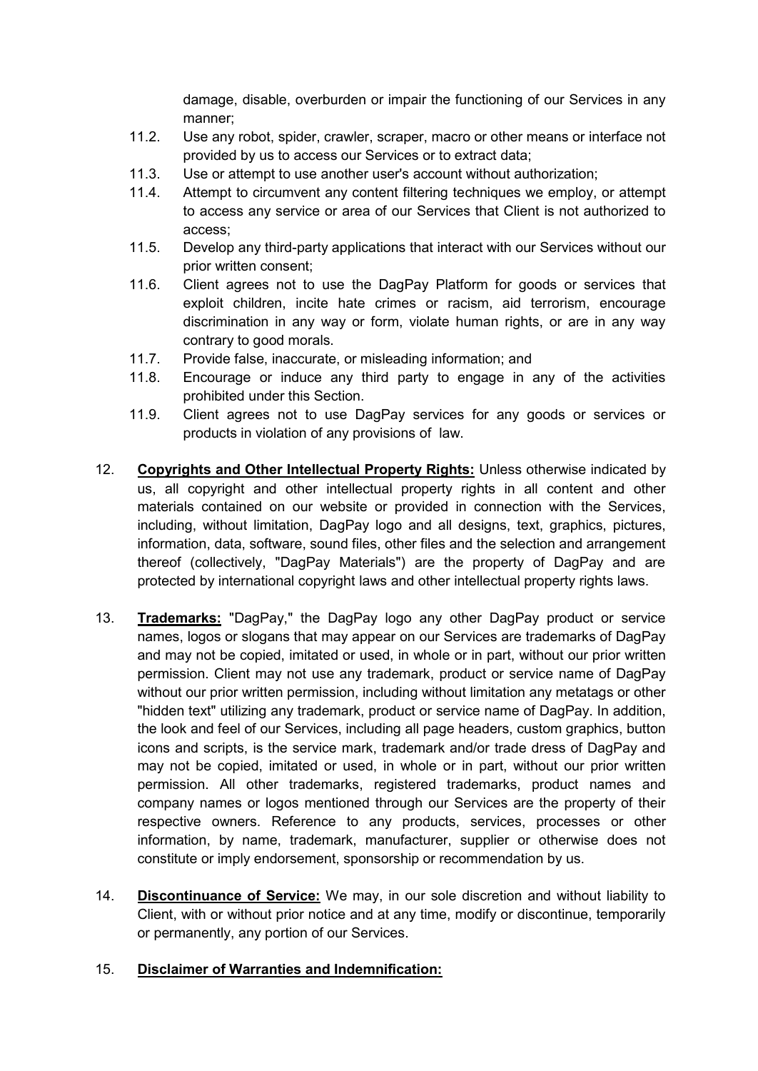damage, disable, overburden or impair the functioning of our Services in any manner;

11.2. Use any robot, spider, crawler, scraper, macro or other means or interface not provided by us to access our Services or to extract data;

11.3. Use or attempt to use another user's account without authorization;

11.4. Attempt to circumvent any content filtering techniques we employ, or attempt to access any service or area of our Services that Client is not authorized to access;

11.5. Develop any third-party applications that interact with our Services without our prior written consent;

11.6. Client agrees not to use the DagPay Platform for goods or services that exploit children, incite hate crimes or racism, aid terrorism, encourage discrimination in any way or form, violate human rights, or are in any way contrary to good morals.

11.7. Provide false, inaccurate, or misleading information; and

11.8. Encourage or induce any third party to engage in any of the activities prohibited under this Section.

11.9. Client agrees not to use DagPay services for any goods or services or products in violation of any provisions of law.

12. **Copyrights and Other Intellectual Property Rights:** Unless otherwise indicated by us, all copyright and other intellectual property rights in all content and other materials contained on our website or provided in connection with the Services, including, without limitation, DagPay logo and all designs, text, graphics, pictures, information, data, software, sound files, other files and the selection and arrangement thereof (collectively, "DagPay Materials") are the property of DagPay and are protected by international copyright laws and other intellectual property rights laws.

13. **Trademarks:** "DagPay," the DagPay logo any other DagPay product or service names, logos or slogans that may appear on our Services are trademarks of DagPay and may not be copied, imitated or used, in whole or in part, without our prior written permission. Client may not use any trademark, product or service name of DagPay without our prior written permission, including without limitation any metatags or other "hidden text" utilizing any trademark, product or service name of DagPay. In addition, the look and feel of our Services, including all page headers, custom graphics, button icons and scripts, is the service mark, trademark and/or trade dress of DagPay and may not be copied, imitated or used, in whole or in part, without our prior written permission. All other trademarks, registered trademarks, product names and company names or logos mentioned through our Services are the property of their respective owners. Reference to any products, services, processes or other information, by name, trademark, manufacturer, supplier or otherwise does not constitute or imply endorsement, sponsorship or recommendation by us.

14. **Discontinuance of Service:** We may, in our sole discretion and without liability to Client, with or without prior notice and at any time, modify or discontinue, temporarily or permanently, any portion of our Services.

15. **Disclaimer of Warranties and Indemnification:**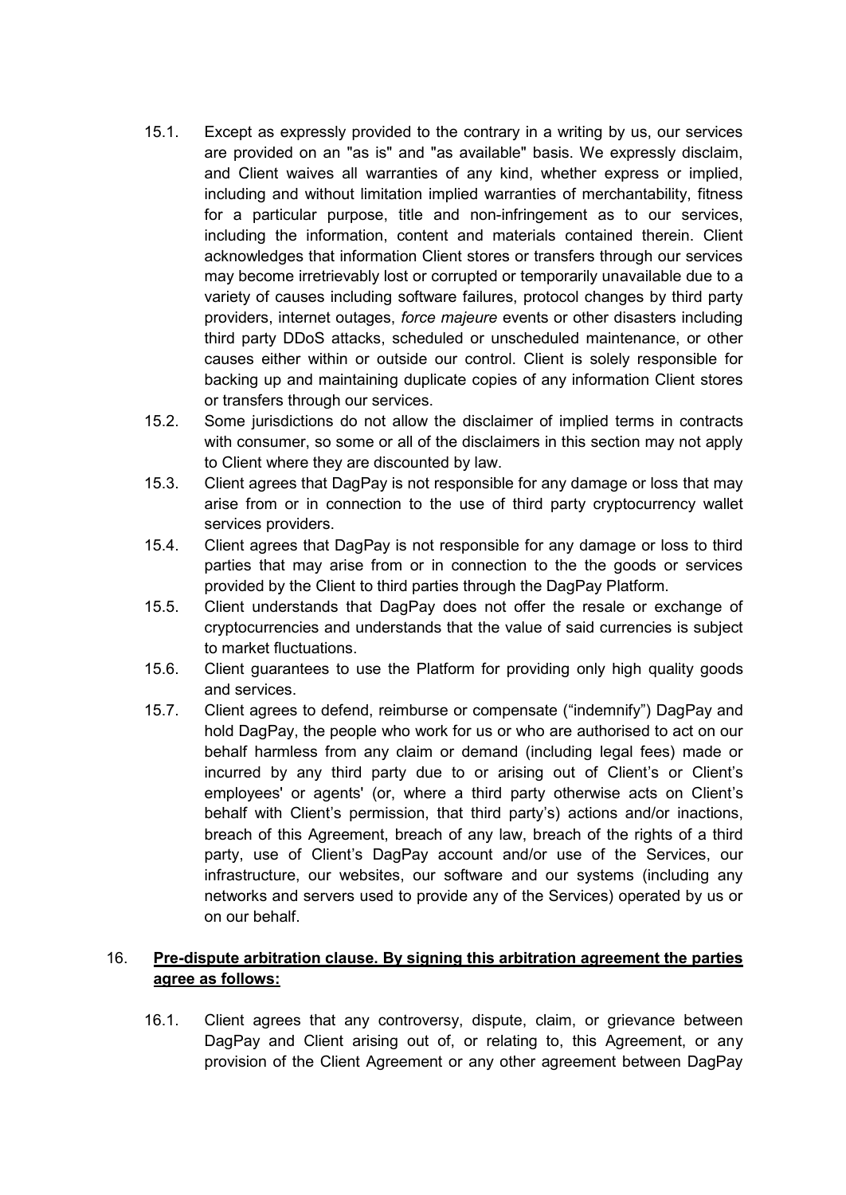15.1. Except as expressly provided to the contrary in a writing by us, our services are provided on an "as is" and "as available" basis. We expressly disclaim, and Client waives all warranties of any kind, whether express or implied, including and without limitation implied warranties of merchantability, fitness for a particular purpose, title and non-infringement as to our services, including the information, content and materials contained therein. Client acknowledges that information Client stores or transfers through our services may become irretrievably lost or corrupted or temporarily unavailable due to a variety of causes including software failures, protocol changes by third party providers, internet outages, *force majeure* events or other disasters including third party DDoS attacks, scheduled or unscheduled maintenance, or other causes either within or outside our control. Client is solely responsible for backing up and maintaining duplicate copies of any information Client stores or transfers through our services.

15.2. Some jurisdictions do not allow the disclaimer of implied terms in contracts with consumer, so some or all of the disclaimers in this section may not apply to Client where they are discounted by law.

15.3. Client agrees that DagPay is not responsible for any damage or loss that may arise from or in connection to the use of third party cryptocurrency wallet services providers.

15.4. Client agrees that DagPay is not responsible for any damage or loss to third parties that may arise from or in connection to the the goods or services provided by the Client to third parties through the DagPay Platform.

15.5. Client understands that DagPay does not offer the resale or exchange of cryptocurrencies and understands that the value of said currencies is subject to market fluctuations.

15.6. Client guarantees to use the Platform for providing only high quality goods and services.

15.7. Client agrees to defend, reimburse or compensate ("indemnify") DagPay and hold DagPay, the people who work for us or who are authorised to act on our behalf harmless from any claim or demand (including legal fees) made or incurred by any third party due to or arising out of Client's or Client's employees' or agents' (or, where a third party otherwise acts on Client's behalf with Client's permission, that third party's) actions and/or inactions, breach of this Agreement, breach of any law, breach of the rights of a third party, use of Client's DagPay account and/or use of the Services, our infrastructure, our websites, our software and our systems (including any networks and servers used to provide any of the Services) operated by us or on our behalf.

16. **Pre-dispute arbitration clause. By signing this arbitration agreement the parties agree as follows:**

16.1. Client agrees that any controversy, dispute, claim, or grievance between DagPay and Client arising out of, or relating to, this Agreement, or any provision of the Client Agreement or any other agreement between DagPay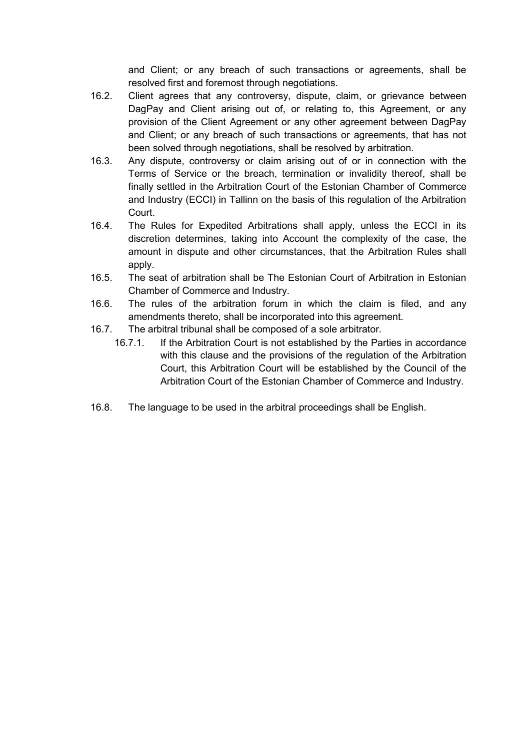and Client; or any breach of such transactions or agreements, shall be resolved first and foremost through negotiations.

16.2. Client agrees that any controversy, dispute, claim, or grievance between DagPay and Client arising out of, or relating to, this Agreement, or any provision of the Client Agreement or any other agreement between DagPay and Client; or any breach of such transactions or agreements, that has not been solved through negotiations, shall be resolved by arbitration.

16.3. Any dispute, controversy or claim arising out of or in connection with the Terms of Service or the breach, termination or invalidity thereof, shall be finally settled in the Arbitration Court of the Estonian Chamber of Commerce and Industry (ECCI) in Tallinn on the basis of this regulation of the Arbitration Court.

16.4. The Rules for Expedited Arbitrations shall apply, unless the ECCI in its discretion determines, taking into Account the complexity of the case, the amount in dispute and other circumstances, that the Arbitration Rules shall apply.

16.5. The seat of arbitration shall be The Estonian Court of Arbitration in Estonian Chamber of Commerce and Industry.

16.6. The rules of the arbitration forum in which the claim is filed, and any amendments thereto, shall be incorporated into this agreement.

16.7. The arbitral tribunal shall be composed of a sole arbitrator.

16.7.1. If the Arbitration Court is not established by the Parties in accordance with this clause and the provisions of the regulation of the Arbitration Court, this Arbitration Court will be established by the Council of the Arbitration Court of the Estonian Chamber of Commerce and Industry.

16.8. The language to be used in the arbitral proceedings shall be English.